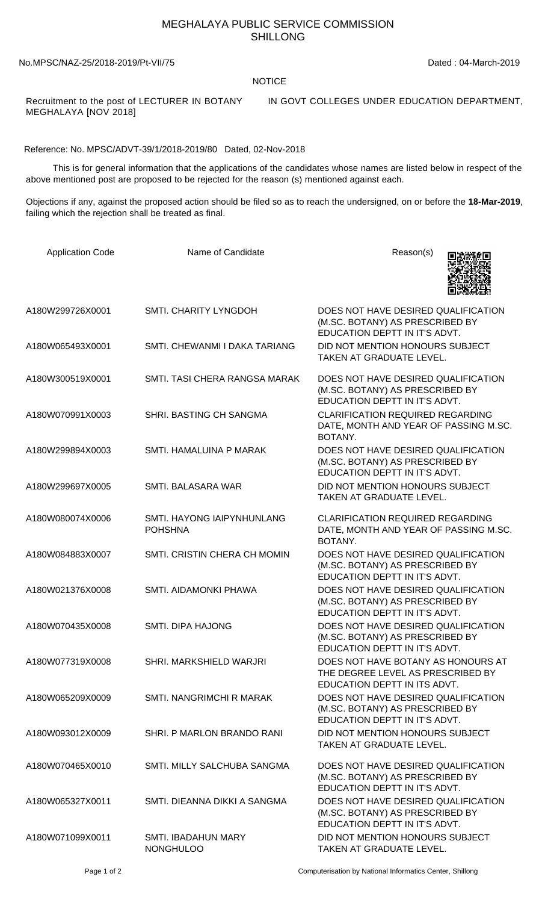# MEGHALAYA PUBLIC SERVICE COMMISSION
## SHILLONG

No.MPSC/NAZ-25/2018-2019/Pt-VII/75 Dated : 04-March-2019

NOTICE

Recruitment to the post of LECTURER IN BOTANY IN GOVT COLLEGES UNDER EDUCATION DEPARTMENT, MEGHALAYA [NOV 2018]

Reference: No. MPSC/ADVT-39/1/2018-2019/80 Dated, 02-Nov-2018

This is for general information that the applications of the candidates whose names are listed below in respect of the above mentioned post are proposed to be rejected for the reason (s) mentioned against each.

Objections if any, against the proposed action should be filed so as to reach the undersigned, on or before the **18-Mar-2019**, failing which the rejection shall be treated as final.

| Application Code | Name of Candidate | Reason(s) |
|---|---|---|
| A180W299726X0001 | SMTI. CHARITY LYNGDOH | DOES NOT HAVE DESIRED QUALIFICATION (M.SC. BOTANY) AS PRESCRIBED BY EDUCATION DEPTT IN IT'S ADVT. |
| A180W065493X0001 | SMTI. CHEWANMI I DAKA TARIANG | DID NOT MENTION HONOURS SUBJECT TAKEN AT GRADUATE LEVEL. |
| A180W300519X0001 | SMTI. TASI CHERA RANGSA MARAK | DOES NOT HAVE DESIRED QUALIFICATION (M.SC. BOTANY) AS PRESCRIBED BY EDUCATION DEPTT IN IT'S ADVT. |
| A180W070991X0003 | SHRI. BASTING CH SANGMA | CLARIFICATION REQUIRED REGARDING DATE, MONTH AND YEAR OF PASSING M.SC. BOTANY. |
| A180W299894X0003 | SMTI. HAMALUINA P MARAK | DOES NOT HAVE DESIRED QUALIFICATION (M.SC. BOTANY) AS PRESCRIBED BY EDUCATION DEPTT IN IT'S ADVT. |
| A180W299697X0005 | SMTI. BALASARA WAR | DID NOT MENTION HONOURS SUBJECT TAKEN AT GRADUATE LEVEL. |
| A180W080074X0006 | SMTI. HAYONG IAIPYNHUNLANG POHSHNA | CLARIFICATION REQUIRED REGARDING DATE, MONTH AND YEAR OF PASSING M.SC. BOTANY. |
| A180W084883X0007 | SMTI. CRISTIN CHERA CH MOMIN | DOES NOT HAVE DESIRED QUALIFICATION (M.SC. BOTANY) AS PRESCRIBED BY EDUCATION DEPTT IN IT'S ADVT. |
| A180W021376X0008 | SMTI. AIDAMONKI PHAWA | DOES NOT HAVE DESIRED QUALIFICATION (M.SC. BOTANY) AS PRESCRIBED BY EDUCATION DEPTT IN IT'S ADVT. |
| A180W070435X0008 | SMTI. DIPA HAJONG | DOES NOT HAVE DESIRED QUALIFICATION (M.SC. BOTANY) AS PRESCRIBED BY EDUCATION DEPTT IN IT'S ADVT. |
| A180W077319X0008 | SHRI. MARKSHIELD WARJRI | DOES NOT HAVE BOTANY AS HONOURS AT THE DEGREE LEVEL AS PRESCRIBED BY EDUCATION DEPTT IN ITS ADVT. |
| A180W065209X0009 | SMTI. NANGRIMCHI R MARAK | DOES NOT HAVE DESIRED QUALIFICATION (M.SC. BOTANY) AS PRESCRIBED BY EDUCATION DEPTT IN IT'S ADVT. |
| A180W093012X0009 | SHRI. P MARLON BRANDO RANI | DID NOT MENTION HONOURS SUBJECT TAKEN AT GRADUATE LEVEL. |
| A180W070465X0010 | SMTI. MILLY SALCHUBA SANGMA | DOES NOT HAVE DESIRED QUALIFICATION (M.SC. BOTANY) AS PRESCRIBED BY EDUCATION DEPTT IN IT'S ADVT. |
| A180W065327X0011 | SMTI. DIEANNA DIKKI A SANGMA | DOES NOT HAVE DESIRED QUALIFICATION (M.SC. BOTANY) AS PRESCRIBED BY EDUCATION DEPTT IN IT'S ADVT. |
| A180W071099X0011 | SMTI. IBADAHUN MARY NONGHULOO | DID NOT MENTION HONOURS SUBJECT TAKEN AT GRADUATE LEVEL. |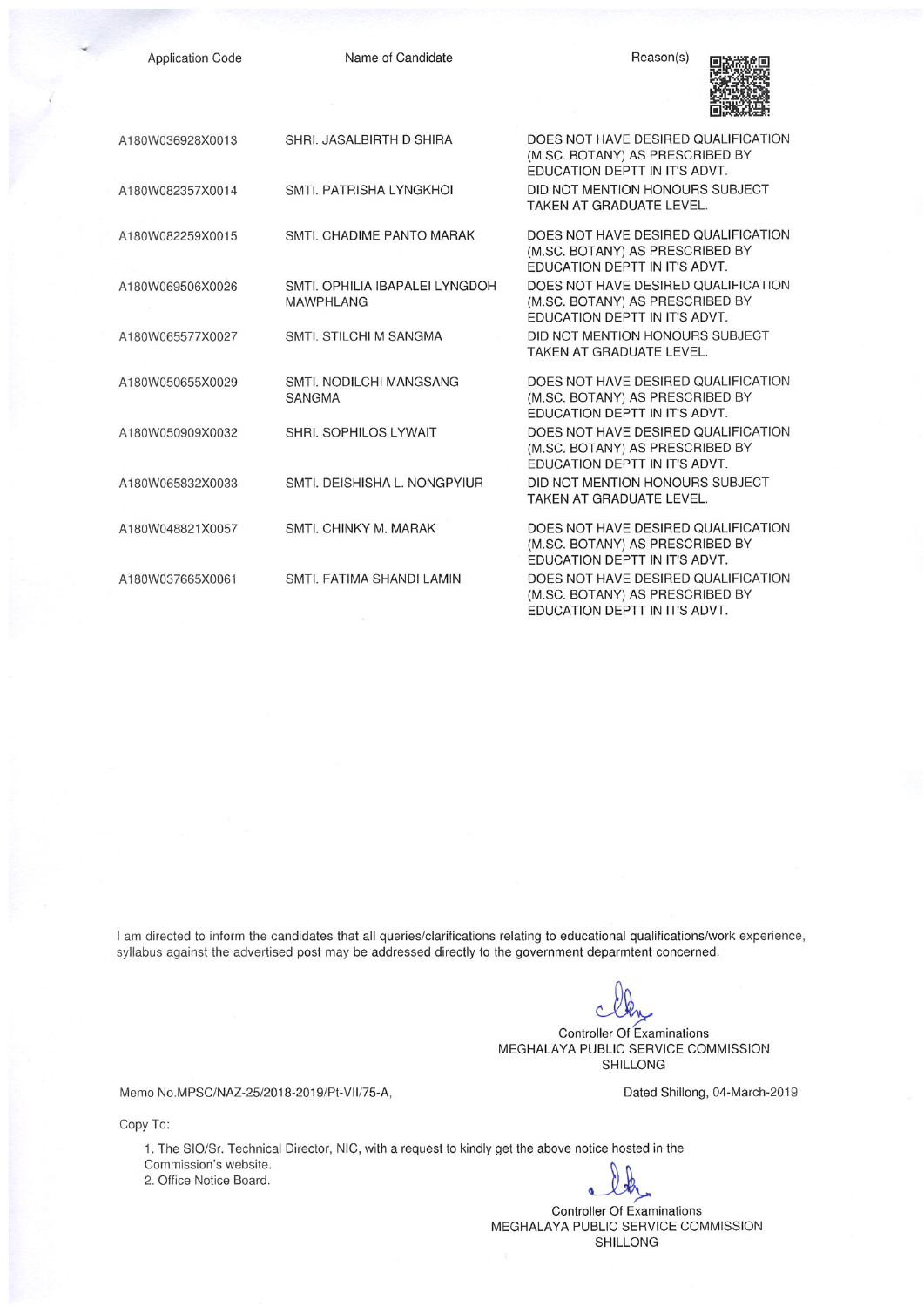| Application Code | Name of Candidate | Reason(s) |
| --- | --- | --- |
| A180W036928X0013 | SHRI. JASALBIRTH D SHIRA | DOES NOT HAVE DESIRED QUALIFICATION (M.SC. BOTANY) AS PRESCRIBED BY EDUCATION DEPTT IN IT'S ADVT. |
| A180W082357X0014 | SMTI. PATRISHA LYNGKHOI | DID NOT MENTION HONOURS SUBJECT TAKEN AT GRADUATE LEVEL. |
| A180W082259X0015 | SMTI. CHADIME PANTO MARAK | DOES NOT HAVE DESIRED QUALIFICATION (M.SC. BOTANY) AS PRESCRIBED BY EDUCATION DEPTT IN IT'S ADVT. |
| A180W069506X0026 | SMTI. OPHILIA IBAPALEI LYNGDOH MAWPHLANG | DOES NOT HAVE DESIRED QUALIFICATION (M.SC. BOTANY) AS PRESCRIBED BY EDUCATION DEPTT IN IT'S ADVT. |
| A180W065577X0027 | SMTI. STILCHI M SANGMA | DID NOT MENTION HONOURS SUBJECT TAKEN AT GRADUATE LEVEL. |
| A180W050655X0029 | SMTI. NODILCHI MANGSANG SANGMA | DOES NOT HAVE DESIRED QUALIFICATION (M.SC. BOTANY) AS PRESCRIBED BY EDUCATION DEPTT IN IT'S ADVT. |
| A180W050909X0032 | SHRI. SOPHILOS LYWAIT | DOES NOT HAVE DESIRED QUALIFICATION (M.SC. BOTANY) AS PRESCRIBED BY EDUCATION DEPTT IN IT'S ADVT. |
| A180W065832X0033 | SMTI. DEISHISHA L. NONGPYIUR | DID NOT MENTION HONOURS SUBJECT TAKEN AT GRADUATE LEVEL. |
| A180W048821X0057 | SMTI. CHINKY M. MARAK | DOES NOT HAVE DESIRED QUALIFICATION (M.SC. BOTANY) AS PRESCRIBED BY EDUCATION DEPTT IN IT'S ADVT. |
| A180W037665X0061 | SMTI. FATIMA SHANDI LAMIN | DOES NOT HAVE DESIRED QUALIFICATION (M.SC. BOTANY) AS PRESCRIBED BY EDUCATION DEPTT IN IT'S ADVT. |

I am directed to inform the candidates that all queries/clarifications relating to educational qualifications/work experience, syllabus against the advertised post may be addressed directly to the government deparmtent concerned.

Controller Of Examinations
MEGHALAYA PUBLIC SERVICE COMMISSION
SHILLONG

Memo No.MPSC/NAZ-25/2018-2019/Pt-VII/75-A,

Dated Shillong, 04-March-2019

Copy To:

1. The SIO/Sr. Technical Director, NIC, with a request to kindly get the above notice hosted in the Commission's website.
2. Office Notice Board.

Controller Of Examinations
MEGHALAYA PUBLIC SERVICE COMMISSION
SHILLONG